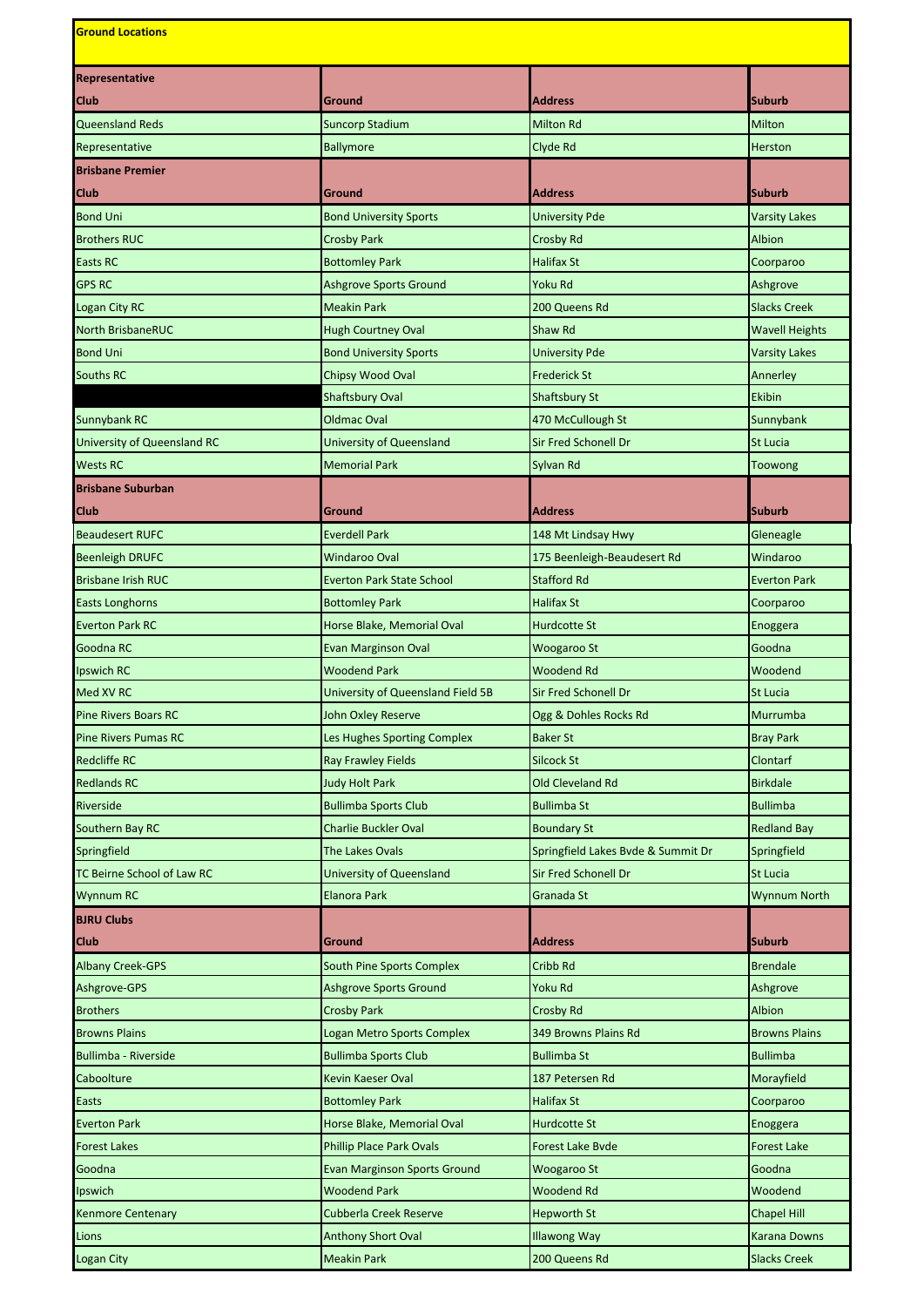**Ground Locations**

| Representative Club | Ground | Address | Suburb |
|---|---|---|---|
| Queensland Reds | Suncorp Stadium | Milton Rd | Milton |
| Representative | Ballymore | Clyde Rd | Herston |
| **Brisbane Premier Club** | **Ground** | **Address** | **Suburb** |
| Bond Uni | Bond University Sports | University Pde | Varsity Lakes |
| Brothers RUC | Crosby Park | Crosby Rd | Albion |
| Easts RC | Bottomley Park | Halifax St | Coorparoo |
| GPS RC | Ashgrove Sports Ground | Yoku Rd | Ashgrove |
| Logan City RC | Meakin Park | 200 Queens Rd | Slacks Creek |
| North BrisbaneRUC | Hugh Courtney Oval | Shaw Rd | Wavell Heights |
| Bond Uni | Bond University Sports | University Pde | Varsity Lakes |
| Souths RC | Chipsy Wood Oval | Frederick St | Annerley |
| | Shaftsbury Oval | Shaftsbury St | Ekibin |
| Sunnybank RC | Oldmac Oval | 470 McCullough St | Sunnybank |
| University of Queensland RC | University of Queensland | Sir Fred Schonell Dr | St Lucia |
| Wests RC | Memorial Park | Sylvan Rd | Toowong |
| **Brisbane Suburban Club** | **Ground** | **Address** | **Suburb** |
| Beaudesert RUFC | Everdell Park | 148 Mt Lindsay Hwy | Gleneagle |
| Beenleigh DRUFC | Windaroo Oval | 175 Beenleigh-Beaudesert Rd | Windaroo |
| Brisbane Irish RUC | Everton Park State School | Stafford Rd | Everton Park |
| Easts Longhorns | Bottomley Park | Halifax St | Coorparoo |
| Everton Park RC | Horse Blake, Memorial Oval | Hurdcotte St | Enoggera |
| Goodna RC | Evan Marginson Oval | Woogaroo St | Goodna |
| Ipswich RC | Woodend Park | Woodend Rd | Woodend |
| Med XV RC | University of Queensland Field 5B | Sir Fred Schonell Dr | St Lucia |
| Pine Rivers Boars RC | John Oxley Reserve | Ogg & Dohles Rocks Rd | Murrumba |
| Pine Rivers Pumas RC | Les Hughes Sporting Complex | Baker St | Bray Park |
| Redcliffe RC | Ray Frawley Fields | Silcock St | Clontarf |
| Redlands RC | Judy Holt Park | Old Cleveland Rd | Birkdale |
| Riverside | Bullimba Sports Club | Bullimba St | Bullimba |
| Southern Bay RC | Charlie Buckler Oval | Boundary St | Redland Bay |
| Springfield | The Lakes Ovals | Springfield Lakes Bvde & Summit Dr | Springfield |
| TC Beirne School of Law RC | University of Queensland | Sir Fred Schonell Dr | St Lucia |
| Wynnum RC | Elanora Park | Granada St | Wynnum North |
| **BJRU Clubs Club** | **Ground** | **Address** | **Suburb** |
| Albany Creek-GPS | South Pine Sports Complex | Cribb Rd | Brendale |
| Ashgrove-GPS | Ashgrove Sports Ground | Yoku Rd | Ashgrove |
| Brothers | Crosby Park | Crosby Rd | Albion |
| Browns Plains | Logan Metro Sports Complex | 349 Browns Plains Rd | Browns Plains |
| Bullimba - Riverside | Bullimba Sports Club | Bullimba St | Bullimba |
| Caboolture | Kevin Kaeser Oval | 187 Petersen Rd | Morayfield |
| Easts | Bottomley Park | Halifax St | Coorparoo |
| Everton Park | Horse Blake, Memorial Oval | Hurdcotte St | Enoggera |
| Forest Lakes | Phillip Place Park Ovals | Forest Lake Bvde | Forest Lake |
| Goodna | Evan Marginson Sports Ground | Woogaroo St | Goodna |
| Ipswich | Woodend Park | Woodend Rd | Woodend |
| Kenmore Centenary | Cubberla Creek Reserve | Hepworth St | Chapel Hill |
| Lions | Anthony Short Oval | Illawong Way | Karana Downs |
| Logan City | Meakin Park | 200 Queens Rd | Slacks Creek |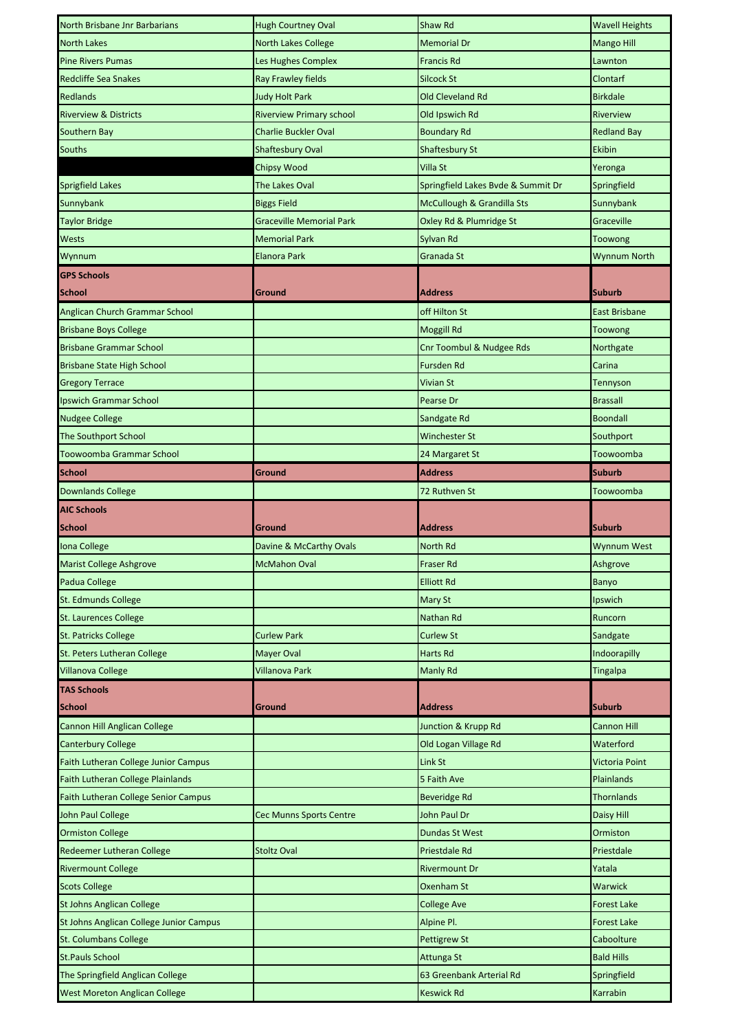| | | | |
|---|---|---|---|
| North Brisbane Jnr Barbarians | Hugh Courtney Oval | Shaw Rd | Wavell Heights |
| North Lakes | North Lakes College | Memorial Dr | Mango Hill |
| Pine Rivers Pumas | Les Hughes Complex | Francis Rd | Lawnton |
| Redcliffe Sea Snakes | Ray Frawley fields | Silcock St | Clontarf |
| Redlands | Judy Holt Park | Old Cleveland Rd | Birkdale |
| Riverview & Districts | Riverview Primary school | Old Ipswich Rd | Riverview |
| Southern Bay | Charlie Buckler Oval | Boundary Rd | Redland Bay |
| Souths | Shaftesbury Oval | Shaftesbury St | Ekibin |
| | Chipsy Wood | Villa St | Yeronga |
| Sprigfield Lakes | The Lakes Oval | Springfield Lakes Bvde & Summit Dr | Springfield |
| Sunnybank | Biggs Field | McCullough & Grandilla Sts | Sunnybank |
| Taylor Bridge | Graceville Memorial Park | Oxley Rd & Plumridge St | Graceville |
| Wests | Memorial Park | Sylvan Rd | Toowong |
| Wynnum | Elanora Park | Granada St | Wynnum North |
| **GPS Schools** | | | |
| **School** | **Ground** | **Address** | **Suburb** |
| Anglican Church Grammar School | | off Hilton St | East Brisbane |
| Brisbane Boys College | | Moggill Rd | Toowong |
| Brisbane Grammar School | | Cnr Toombul & Nudgee Rds | Northgate |
| Brisbane State High School | | Fursden Rd | Carina |
| Gregory Terrace | | Vivian St | Tennyson |
| Ipswich Grammar School | | Pearse Dr | Brassall |
| Nudgee College | | Sandgate Rd | Boondall |
| The Southport School | | Winchester St | Southport |
| Toowoomba Grammar School | | 24 Margaret St | Toowoomba |
| **School** | **Ground** | **Address** | **Suburb** |
| Downlands College | | 72 Ruthven St | Toowoomba |
| **AIC Schools** | | | |
| **School** | **Ground** | **Address** | **Suburb** |
| Iona College | Davine & McCarthy Ovals | North Rd | Wynnum West |
| Marist College Ashgrove | McMahon Oval | Fraser Rd | Ashgrove |
| Padua College | | Elliott Rd | Banyo |
| St. Edmunds College | | Mary St | Ipswich |
| St. Laurences College | | Nathan Rd | Runcorn |
| St. Patricks College | Curlew Park | Curlew St | Sandgate |
| St. Peters Lutheran College | Mayer Oval | Harts Rd | Indooropilly |
| Villanova College | Villanova Park | Manly Rd | Tingalpa |
| **TAS Schools** | | | |
| **School** | **Ground** | **Address** | **Suburb** |
| Cannon Hill Anglican College | | Junction & Krupp Rd | Cannon Hill |
| Canterbury College | | Old Logan Village Rd | Waterford |
| Faith Lutheran College Junior Campus | | Link St | Victoria Point |
| Faith Lutheran College Plainlands | | 5 Faith Ave | Plainlands |
| Faith Lutheran College Senior Campus | | Beveridge Rd | Thornlands |
| John Paul College | Cec Munns Sports Centre | John Paul Dr | Daisy Hill |
| Ormiston College | | Dundas St West | Ormiston |
| Redeemer Lutheran College | Stoltz Oval | Priestdale Rd | Priestdale |
| Rivermount College | | Rivermount Dr | Yatala |
| Scots College | | Oxenham St | Warwick |
| St Johns Anglican College | | College Ave | Forest Lake |
| St Johns Anglican College Junior Campus | | Alpine Pl. | Forest Lake |
| St. Columbans College | | Pettigrew St | Caboolture |
| St.Pauls School | | Attunga St | Bald Hills |
| The Springfield Anglican College | | 63 Greenbank Arterial Rd | Springfield |
| West Moreton Anglican College | | Keswick Rd | Karrabin |